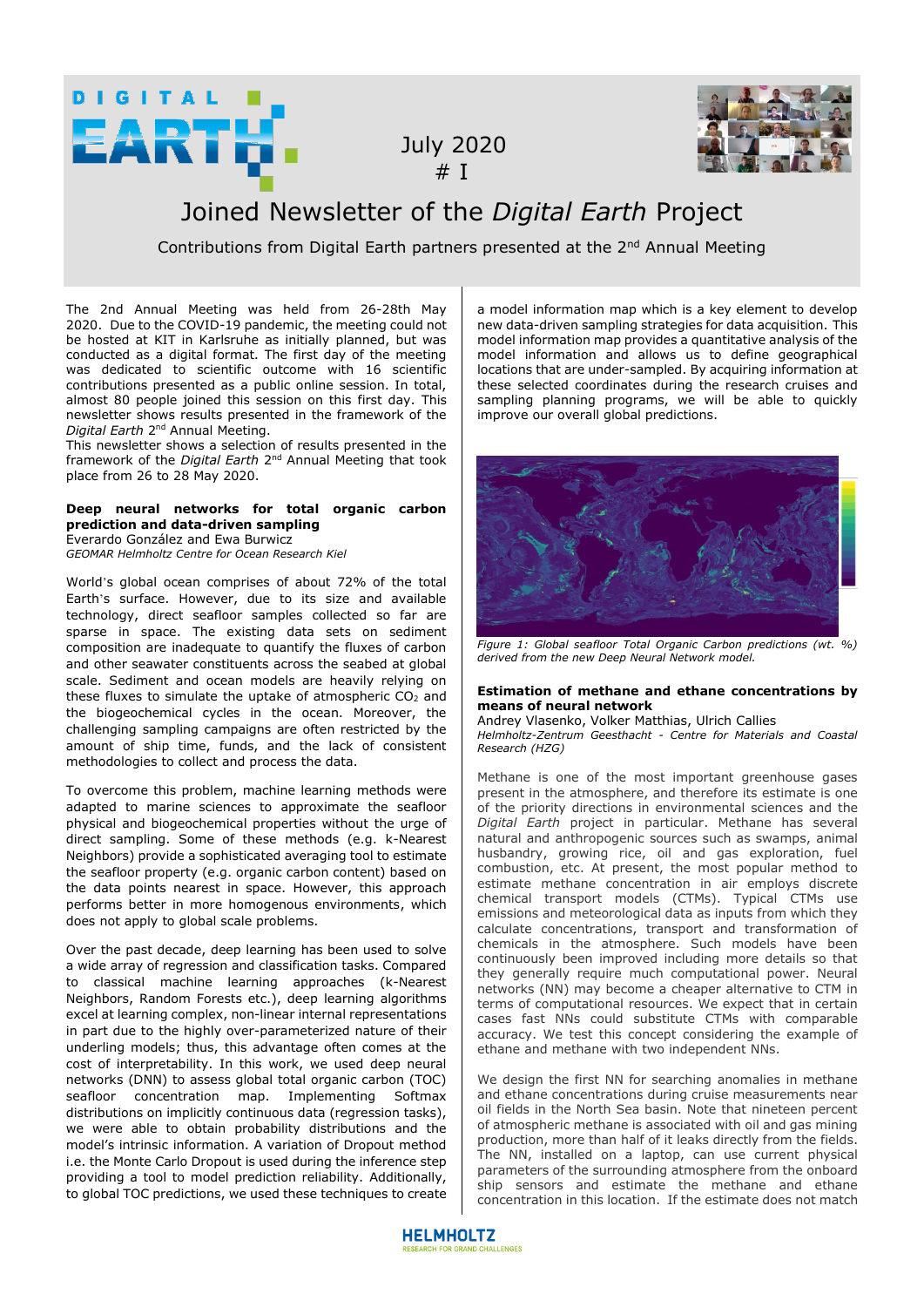# Joined Newsletter of the *Digital Earth* Project

July 2020
# I

Contributions from Digital Earth partners presented at the 2nd Annual Meeting

The 2nd Annual Meeting was held from 26-28th May 2020. Due to the COVID-19 pandemic, the meeting could not be hosted at KIT in Karlsruhe as initially planned, but was conducted as a digital format. The first day of the meeting was dedicated to scientific outcome with 16 scientific contributions presented as a public online session. In total, almost 80 people joined this session on this first day. This newsletter shows results presented in the framework of the *Digital Earth* 2nd Annual Meeting.
This newsletter shows a selection of results presented in the framework of the *Digital Earth* 2nd Annual Meeting that took place from 26 to 28 May 2020.

## Deep neural networks for total organic carbon prediction and data-driven sampling

Everardo González and Ewa Burwicz
*GEOMAR Helmholtz Centre for Ocean Research Kiel*

World's global ocean comprises of about 72% of the total Earth's surface. However, due to its size and available technology, direct seafloor samples collected so far are sparse in space. The existing data sets on sediment composition are inadequate to quantify the fluxes of carbon and other seawater constituents across the seabed at global scale. Sediment and ocean models are heavily relying on these fluxes to simulate the uptake of atmospheric $CO_2$ and the biogeochemical cycles in the ocean. Moreover, the challenging sampling campaigns are often restricted by the amount of ship time, funds, and the lack of consistent methodologies to collect and process the data.

To overcome this problem, machine learning methods were adapted to marine sciences to approximate the seafloor physical and biogeochemical properties without the urge of direct sampling. Some of these methods (e.g. k-Nearest Neighbors) provide a sophisticated averaging tool to estimate the seafloor property (e.g. organic carbon content) based on the data points nearest in space. However, this approach performs better in more homogenous environments, which does not apply to global scale problems.

Over the past decade, deep learning has been used to solve a wide array of regression and classification tasks. Compared to classical machine learning approaches (k-Nearest Neighbors, Random Forests etc.), deep learning algorithms excel at learning complex, non-linear internal representations in part due to the highly over-parameterized nature of their underling models; thus, this advantage often comes at the cost of interpretability. In this work, we used deep neural networks (DNN) to assess global total organic carbon (TOC) seafloor concentration map. Implementing Softmax distributions on implicitly continuous data (regression tasks), we were able to obtain probability distributions and the model's intrinsic information. A variation of Dropout method i.e. the Monte Carlo Dropout is used during the inference step providing a tool to model prediction reliability. Additionally, to global TOC predictions, we used these techniques to create a model information map which is a key element to develop new data-driven sampling strategies for data acquisition. This model information map provides a quantitative analysis of the model information and allows us to define geographical locations that are under-sampled. By acquiring information at these selected coordinates during the research cruises and sampling planning programs, we will be able to quickly improve our overall global predictions.

*Figure 1: Global seafloor Total Organic Carbon predictions (wt. %) derived from the new Deep Neural Network model.*

## Estimation of methane and ethane concentrations by means of neural network

Andrey Vlasenko, Volker Matthias, Ulrich Callies
*Helmholtz-Zentrum Geesthacht - Centre for Materials and Coastal Research (HZG)*

Methane is one of the most important greenhouse gases present in the atmosphere, and therefore its estimate is one of the priority directions in environmental sciences and the *Digital Earth* project in particular. Methane has several natural and anthropogenic sources such as swamps, animal husbandry, growing rice, oil and gas exploration, fuel combustion, etc. At present, the most popular method to estimate methane concentration in air employs discrete chemical transport models (CTMs). Typical CTMs use emissions and meteorological data as inputs from which they calculate concentrations, transport and transformation of chemicals in the atmosphere. Such models have been continuously been improved including more details so that they generally require much computational power. Neural networks (NN) may become a cheaper alternative to CTM in terms of computational resources. We expect that in certain cases fast NNs could substitute CTMs with comparable accuracy. We test this concept considering the example of ethane and methane with two independent NNs.

We design the first NN for searching anomalies in methane and ethane concentrations during cruise measurements near oil fields in the North Sea basin. Note that nineteen percent of atmospheric methane is associated with oil and gas mining production, more than half of it leaks directly from the fields. The NN, installed on a laptop, can use current physical parameters of the surrounding atmosphere from the onboard ship sensors and estimate the methane and ethane concentration in this location. If the estimate does not match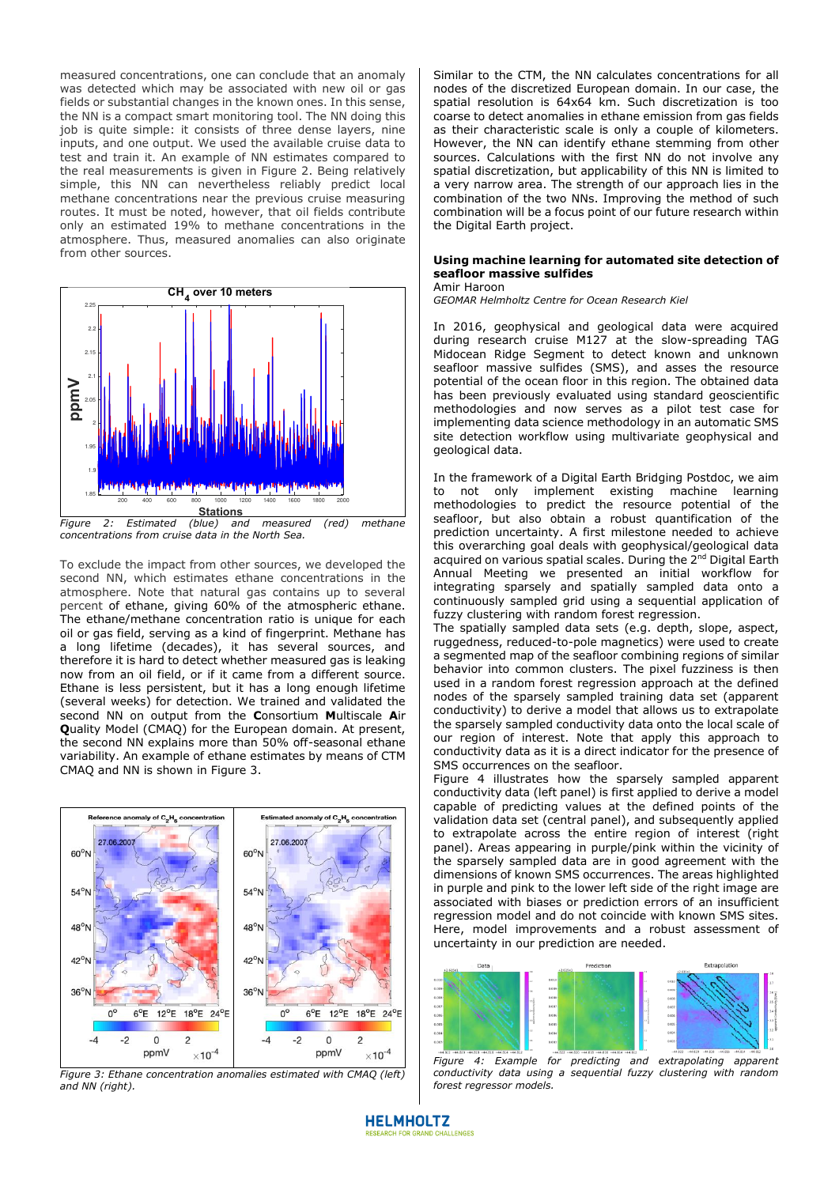measured concentrations, one can conclude that an anomaly was detected which may be associated with new oil or gas fields or substantial changes in the known ones. In this sense, the NN is a compact smart monitoring tool. The NN doing this job is quite simple: it consists of three dense layers, nine inputs, and one output. We used the available cruise data to test and train it. An example of NN estimates compared to the real measurements is given in Figure 2. Being relatively simple, this NN can nevertheless reliably predict local methane concentrations near the previous cruise measuring routes. It must be noted, however, that oil fields contribute only an estimated 19% to methane concentrations in the atmosphere. Thus, measured anomalies can also originate from other sources.

*Figure 2: Estimated (blue) and measured (red) methane concentrations from cruise data in the North Sea.*

To exclude the impact from other sources, we developed the second NN, which estimates ethane concentrations in the atmosphere. Note that natural gas contains up to several percent of ethane, giving 60% of the atmospheric ethane. The ethane/methane concentration ratio is unique for each oil or gas field, serving as a kind of fingerprint. Methane has a long lifetime (decades), it has several sources, and therefore it is hard to detect whether measured gas is leaking now from an oil field, or if it came from a different source. Ethane is less persistent, but it has a long enough lifetime (several weeks) for detection. We trained and validated the second NN on output from the **C**onsortium **M**ultiscale **A**ir **Q**uality Model (CMAQ) for the European domain. At present, the second NN explains more than 50% off-seasonal ethane variability. An example of ethane estimates by means of CTM CMAQ and NN is shown in Figure 3.

*Figure 3: Ethane concentration anomalies estimated with CMAQ (left) and NN (right).*

Similar to the CTM, the NN calculates concentrations for all nodes of the discretized European domain. In our case, the spatial resolution is 64x64 km. Such discretization is too coarse to detect anomalies in ethane emission from gas fields as their characteristic scale is only a couple of kilometers. However, the NN can identify ethane stemming from other sources. Calculations with the first NN do not involve any spatial discretization, but applicability of this NN is limited to a very narrow area. The strength of our approach lies in the combination of the two NNs. Improving the method of such combination will be a focus point of our future research within the Digital Earth project.

### Using machine learning for automated site detection of seafloor massive sulfides

Amir Haroon
*GEOMAR Helmholtz Centre for Ocean Research Kiel*

In 2016, geophysical and geological data were acquired during research cruise M127 at the slow-spreading TAG Midocean Ridge Segment to detect known and unknown seafloor massive sulfides (SMS), and asses the resource potential of the ocean floor in this region. The obtained data has been previously evaluated using standard geoscientific methodologies and now serves as a pilot test case for implementing data science methodology in an automatic SMS site detection workflow using multivariate geophysical and geological data.

In the framework of a Digital Earth Bridging Postdoc, we aim to not only implement existing machine learning methodologies to predict the resource potential of the seafloor, but also obtain a robust quantification of the prediction uncertainty. A first milestone needed to achieve this overarching goal deals with geophysical/geological data acquired on various spatial scales. During the 2nd Digital Earth Annual Meeting we presented an initial workflow for integrating sparsely and spatially sampled data onto a continuously sampled grid using a sequential application of fuzzy clustering with random forest regression.
The spatially sampled data sets (e.g. depth, slope, aspect, ruggedness, reduced-to-pole magnetics) were used to create a segmented map of the seafloor combining regions of similar behavior into common clusters. The pixel fuzziness is then used in a random forest regression approach at the defined nodes of the sparsely sampled training data set (apparent conductivity) to derive a model that allows us to extrapolate the sparsely sampled conductivity data onto the local scale of our region of interest. Note that apply this approach to conductivity data as it is a direct indicator for the presence of SMS occurrences on the seafloor.
Figure 4 illustrates how the sparsely sampled apparent conductivity data (left panel) is first applied to derive a model capable of predicting values at the defined points of the validation data set (central panel), and subsequently applied to extrapolate across the entire region of interest (right panel). Areas appearing in purple/pink within the vicinity of the sparsely sampled data are in good agreement with the dimensions of known SMS occurrences. The areas highlighted in purple and pink to the lower left side of the right image are associated with biases or prediction errors of an insufficient regression model and do not coincide with known SMS sites. Here, model improvements and a robust assessment of uncertainty in our prediction are needed.

*Figure 4: Example for predicting and extrapolating apparent conductivity data using a sequential fuzzy clustering with random forest regressor models.*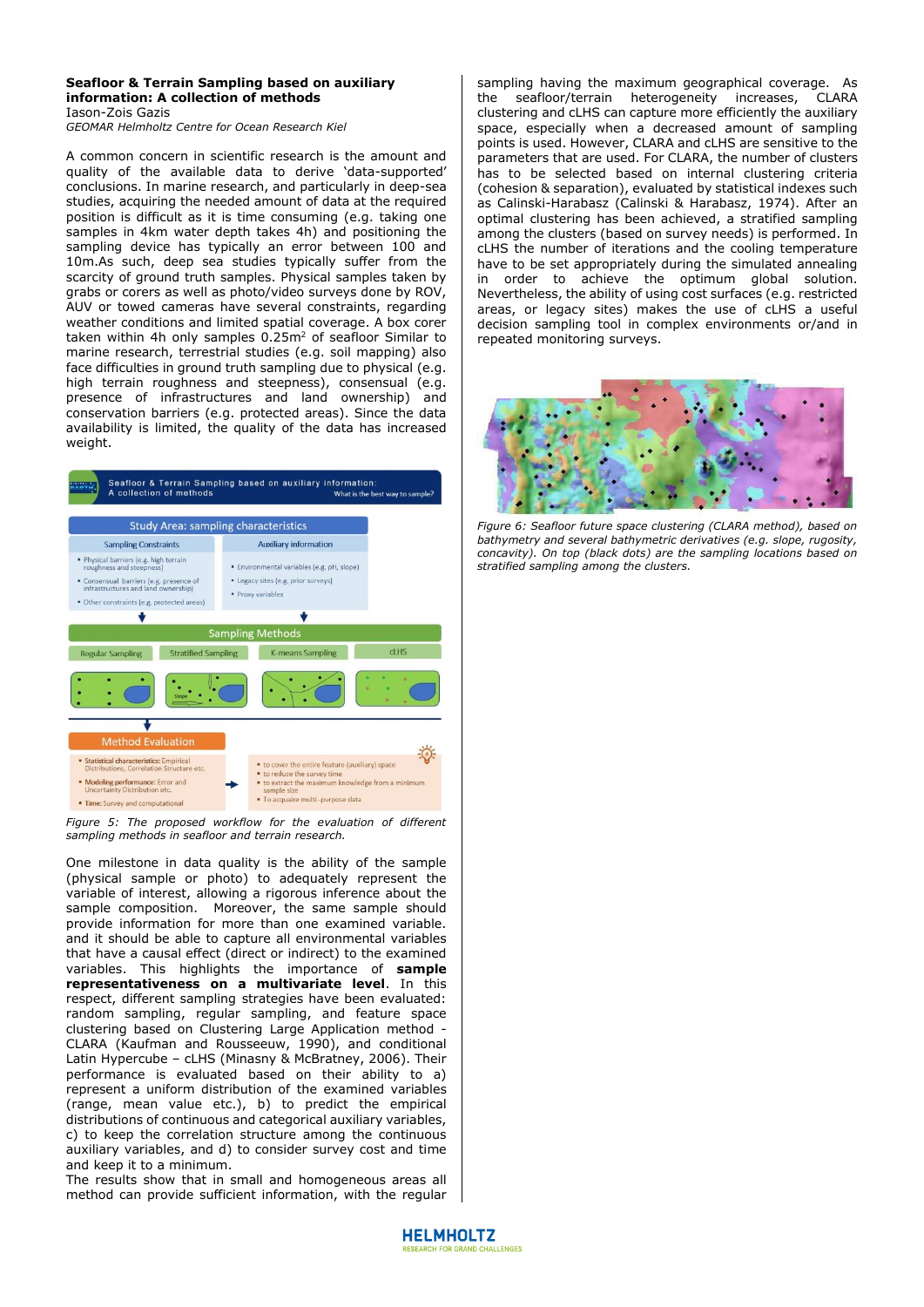**Seafloor & Terrain Sampling based on auxiliary information: A collection of methods**
Iason-Zois Gazis
*GEOMAR Helmholtz Centre for Ocean Research Kiel*

A common concern in scientific research is the amount and quality of the available data to derive 'data-supported' conclusions. In marine research, and particularly in deep-sea studies, acquiring the needed amount of data at the required position is difficult as it is time consuming (e.g. taking one samples in 4km water depth takes 4h) and positioning the sampling device has typically an error between 100 and 10m.As such, deep sea studies typically suffer from the scarcity of ground truth samples. Physical samples taken by grabs or corers as well as photo/video surveys done by ROV, AUV or towed cameras have several constraints, regarding weather conditions and limited spatial coverage. A box corer taken within 4h only samples 0.25m$^2$ of seafloor Similar to marine research, terrestrial studies (e.g. soil mapping) also face difficulties in ground truth sampling due to physical (e.g. high terrain roughness and steepness), consensual (e.g. presence of infrastructures and land ownership) and conservation barriers (e.g. protected areas). Since the data availability is limited, the quality of the data has increased weight.

Seafloor & Terrain Sampling based on auxiliary information: A collection of methods

What is the best way to sample?

Study Area: sampling characteristics

Sampling Constraints
- Physical barriers (e.g. high terrain roughness and steepness)
- Consensual barriers (e.g. presence of infrastructures and land ownership)
- Other constraints (e.g. protected areas)

Auxiliary information
- Environmental variables (e.g. pH, slope)
- Legacy sites (e.g. prior surveys)
- Proxy variables

Sampling Methods

Regular Sampling | Stratified Sampling | K-means Sampling | cLHS

Slope

Method Evaluation
- Statistical characteristics: Empirical Distributions, Correlation Structure etc.
- Modeling performance: Error and Uncertainty Distribution etc.
- Time: Survey and computational

- to cover the entire feature (auxiliary) space
- to reduce the survey time
- to extract the maximum knowledge from a minimum sample size
- To acquaire multi -purpose data

*Figure 5: The proposed workflow for the evaluation of different sampling methods in seafloor and terrain research.*

One milestone in data quality is the ability of the sample (physical sample or photo) to adequately represent the variable of interest, allowing a rigorous inference about the sample composition. Moreover, the same sample should provide information for more than one examined variable. and it should be able to capture all environmental variables that have a causal effect (direct or indirect) to the examined variables. This highlights the importance of **sample representativeness on a multivariate level**. In this respect, different sampling strategies have been evaluated: random sampling, regular sampling, and feature space clustering based on Clustering Large Application method - CLARA (Kaufman and Rousseeuw, 1990), and conditional Latin Hypercube – cLHS (Minasny & McBratney, 2006). Their performance is evaluated based on their ability to a) represent a uniform distribution of the examined variables (range, mean value etc.), b) to predict the empirical distributions of continuous and categorical auxiliary variables, c) to keep the correlation structure among the continuous auxiliary variables, and d) to consider survey cost and time and keep it to a minimum.
The results show that in small and homogeneous areas all method can provide sufficient information, with the regular sampling having the maximum geographical coverage. As the seafloor/terrain heterogeneity increases, CLARA clustering and cLHS can capture more efficiently the auxiliary space, especially when a decreased amount of sampling points is used. However, CLARA and cLHS are sensitive to the parameters that are used. For CLARA, the number of clusters has to be selected based on internal clustering criteria (cohesion & separation), evaluated by statistical indexes such as Calinski-Harabasz (Calinski & Harabasz, 1974). After an optimal clustering has been achieved, a stratified sampling among the clusters (based on survey needs) is performed. In cLHS the number of iterations and the cooling temperature have to be set appropriately during the simulated annealing in order to achieve the optimum global solution. Nevertheless, the ability of using cost surfaces (e.g. restricted areas, or legacy sites) makes the use of cLHS a useful decision sampling tool in complex environments or/and in repeated monitoring surveys.

*Figure 6: Seafloor future space clustering (CLARA method), based on bathymetry and several bathymetric derivatives (e.g. slope, rugosity, concavity). On top (black dots) are the sampling locations based on stratified sampling among the clusters.*